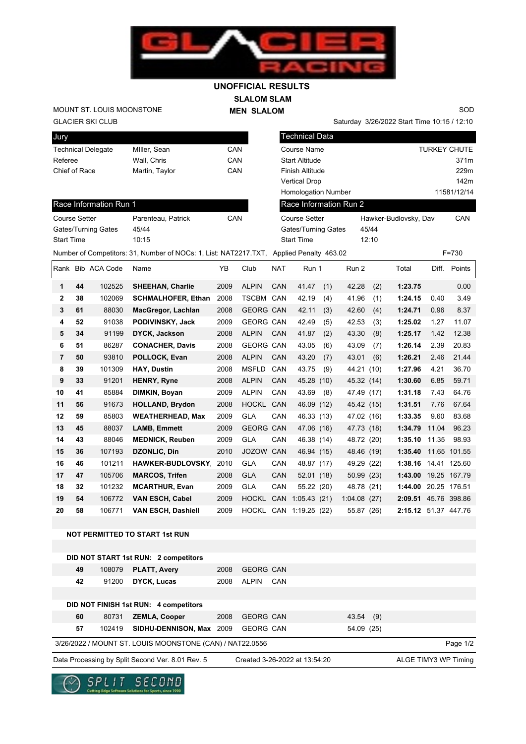# UNOFFICIAL RESULTS

## SLALOM SLAM

## MEN SLALOM

MOUNT ST. LOUIS MOONSTONE
GLACIER SKI CLUB

SOD

Saturday 3/26/2022 Start Time 10:15 / 12:10

| Jury | | |
|---|---|---|
| Technical Delegate | MIller, Sean | CAN |
| Referee | Wall, Chris | CAN |
| Chief of Race | Martin, Taylor | CAN |

| Technical Data | |
|---|---|
| Course Name | TURKEY CHUTE |
| Start Altitude | 371m |
| Finish Altitude | 229m |
| Vertical Drop | 142m |
| Homologation Number | 11581/12/14 |

| Race Information Run 1 | | |
|---|---|---|
| Course Setter | Parenteau, Patrick | CAN |
| Gates/Turning Gates | 45/44 | |
| Start Time | 10:15 | |

| Race Information Run 2 | | |
|---|---|---|
| Course Setter | Hawker-Budlovsky, Dav | CAN |
| Gates/Turning Gates | 45/44 | |
| Start Time | 12:10 | |

Number of Competitors: 31, Number of NOCs: 1, List: NAT2217.TXT, Applied Penalty 463.02 F=730

| Rank | Bib | ACA Code | Name | YB | Club | NAT | Run 1 | Run 2 | Total | Diff. | Points |
|---|---|---|---|---|---|---|---|---|---|---|---|
| 1 | 44 | 102525 | SHEEHAN, Charlie | 2009 | ALPIN | CAN | 41.47 (1) | 42.28 (2) | 1:23.75 | | 0.00 |
| 2 | 38 | 102069 | SCHMALHOFER, Ethan | 2008 | TSCBM | CAN | 42.19 (4) | 41.96 (1) | 1:24.15 | 0.40 | 3.49 |
| 3 | 61 | 88030 | MacGregor, Lachlan | 2008 | GEORG | CAN | 42.11 (3) | 42.60 (4) | 1:24.71 | 0.96 | 8.37 |
| 4 | 52 | 91038 | PODIVINSKY, Jack | 2009 | GEORG | CAN | 42.49 (5) | 42.53 (3) | 1:25.02 | 1.27 | 11.07 |
| 5 | 34 | 91199 | DYCK, Jackson | 2008 | ALPIN | CAN | 41.87 (2) | 43.30 (8) | 1:25.17 | 1.42 | 12.38 |
| 6 | 51 | 86287 | CONACHER, Davis | 2008 | GEORG | CAN | 43.05 (6) | 43.09 (7) | 1:26.14 | 2.39 | 20.83 |
| 7 | 50 | 93810 | POLLOCK, Evan | 2008 | ALPIN | CAN | 43.20 (7) | 43.01 (6) | 1:26.21 | 2.46 | 21.44 |
| 8 | 39 | 101309 | HAY, Dustin | 2008 | MSFLD | CAN | 43.75 (9) | 44.21 (10) | 1:27.96 | 4.21 | 36.70 |
| 9 | 33 | 91201 | HENRY, Ryne | 2008 | ALPIN | CAN | 45.28 (10) | 45.32 (14) | 1:30.60 | 6.85 | 59.71 |
| 10 | 41 | 85884 | DIMKIN, Boyan | 2009 | ALPIN | CAN | 43.69 (8) | 47.49 (17) | 1:31.18 | 7.43 | 64.76 |
| 11 | 56 | 91673 | HOLLAND, Brydon | 2008 | HOCKL | CAN | 46.09 (12) | 45.42 (15) | 1:31.51 | 7.76 | 67.64 |
| 12 | 59 | 85803 | WEATHERHEAD, Max | 2009 | GLA | CAN | 46.33 (13) | 47.02 (16) | 1:33.35 | 9.60 | 83.68 |
| 13 | 45 | 88037 | LAMB, Emmett | 2009 | GEORG | CAN | 47.06 (16) | 47.73 (18) | 1:34.79 | 11.04 | 96.23 |
| 14 | 43 | 88046 | MEDNICK, Reuben | 2009 | GLA | CAN | 46.38 (14) | 48.72 (20) | 1:35.10 | 11.35 | 98.93 |
| 15 | 36 | 107193 | DZONLIC, Din | 2010 | JOZOW | CAN | 46.94 (15) | 48.46 (19) | 1:35.40 | 11.65 | 101.55 |
| 16 | 46 | 101211 | HAWKER-BUDLOVSKY, | 2010 | GLA | CAN | 48.87 (17) | 49.29 (22) | 1:38.16 | 14.41 | 125.60 |
| 17 | 47 | 105706 | MARCOS, Trifen | 2008 | GLA | CAN | 52.01 (18) | 50.99 (23) | 1:43.00 | 19.25 | 167.79 |
| 18 | 32 | 101232 | MCARTHUR, Evan | 2009 | GLA | CAN | 55.22 (20) | 48.78 (21) | 1:44.00 | 20.25 | 176.51 |
| 19 | 54 | 106772 | VAN ESCH, Cabel | 2009 | HOCKL | CAN | 1:05.43 (21) | 1:04.08 (27) | 2:09.51 | 45.76 | 398.86 |
| 20 | 58 | 106771 | VAN ESCH, Dashiell | 2009 | HOCKL | CAN | 1:19.25 (22) | 55.87 (26) | 2:15.12 | 51.37 | 447.76 |

**NOT PERMITTED TO START 1st RUN**

**DID NOT START 1st RUN: 2 competitors**

| Bib | ACA Code | Name | YB | Club | NAT |
|---|---|---|---|---|---|
| 49 | 108079 | PLATT, Avery | 2008 | GEORG | CAN |
| 42 | 91200 | DYCK, Lucas | 2008 | ALPIN | CAN |

**DID NOT FINISH 1st RUN: 4 competitors**

| Bib | ACA Code | Name | YB | Club | NAT | Run 2 |
|---|---|---|---|---|---|---|
| 60 | 80731 | ZEMLA, Cooper | 2008 | GEORG | CAN | 43.54 (9) |
| 57 | 102419 | SIDHU-DENNISON, Max | 2009 | GEORG | CAN | 54.09 (25) |

3/26/2022 / MOUNT ST. LOUIS MOONSTONE (CAN) / NAT22.0556

Data Processing by Split Second Ver. 8.01 Rev. 5 Created 3-26-2022 at 13:54:20 ALGE TIMY3 WP Timing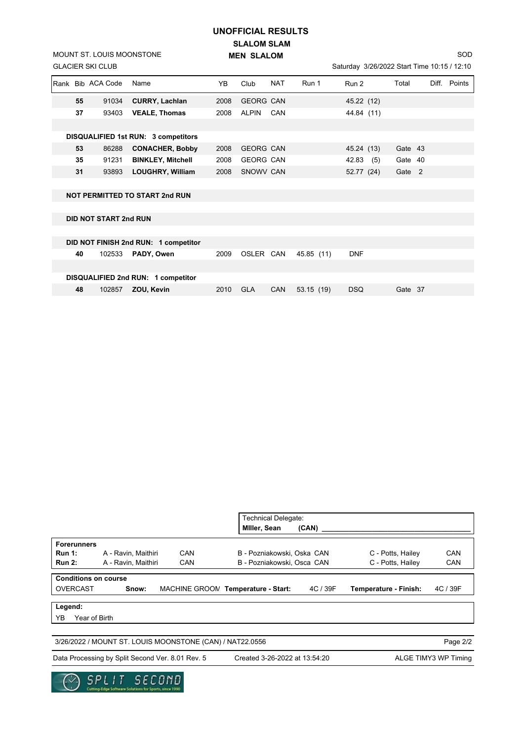# UNOFFICIAL RESULTS

## SLALOM SLAM

MOUNT ST. LOUIS MOONSTONE

GLACIER SKI CLUB

**MEN SLALOM**

SOD

Saturday 3/26/2022 Start Time 10:15 / 12:10

| Rank | Bib | ACA Code | Name | YB | Club | NAT | Run 1 | Run 2 | Total | Diff. | Points |
|---|---|---|---|---|---|---|---|---|---|---|---|
| | **55** | 91034 | **CURRY, Lachlan** | 2008 | GEORG | CAN | | 45.22 (12) | | | |
| | **37** | 93403 | **VEALE, Thomas** | 2008 | ALPIN | CAN | | 44.84 (11) | | | |
| | **DISQUALIFIED 1st RUN: 3 competitors** | | | | | | | | | | |
| | **53** | 86288 | **CONACHER, Bobby** | 2008 | GEORG | CAN | | 45.24 (13) | Gate 43 | | |
| | **35** | 91231 | **BINKLEY, Mitchell** | 2008 | GEORG | CAN | | 42.83 (5) | Gate 40 | | |
| | **31** | 93893 | **LOUGHRY, William** | 2008 | SNOWV | CAN | | 52.77 (24) | Gate 2 | | |
| | **NOT PERMITTED TO START 2nd RUN** | | | | | | | | | | |
| | **DID NOT START 2nd RUN** | | | | | | | | | | |
| | **DID NOT FINISH 2nd RUN: 1 competitor** | | | | | | | | | | |
| | **40** | 102533 | **PADY, Owen** | 2009 | OSLER | CAN | 45.85 (11) | DNF | | | |
| | **DISQUALIFIED 2nd RUN: 1 competitor** | | | | | | | | | | |
| | **48** | 102857 | **ZOU, Kevin** | 2010 | GLA | CAN | 53.15 (19) | DSQ | Gate 37 | | |

Technical Delegate:
**MIller, Sean (CAN)**

| **Forerunners** | | | | | | |
|---|---|---|---|---|---|---|
| **Run 1:** | A - Ravin, Maithiri | CAN | B - Pozniakowski, Oska | CAN | C - Potts, Hailey | CAN |
| **Run 2:** | A - Ravin, Maithiri | CAN | B - Pozniakowski, Osca | CAN | C - Potts, Hailey | CAN |

**Conditions on course**

OVERCAST **Snow:** MACHINE GROOM **Temperature - Start:** 4C / 39F **Temperature - Finish:** 4C / 39F

**Legend:**

YB Year of Birth

3/26/2022 / MOUNT ST. LOUIS MOONSTONE (CAN) / NAT22.0556

Data Processing by Split Second Ver. 8.01 Rev. 5 Created 3-26-2022 at 13:54:20 ALGE TIMY3 WP Timing